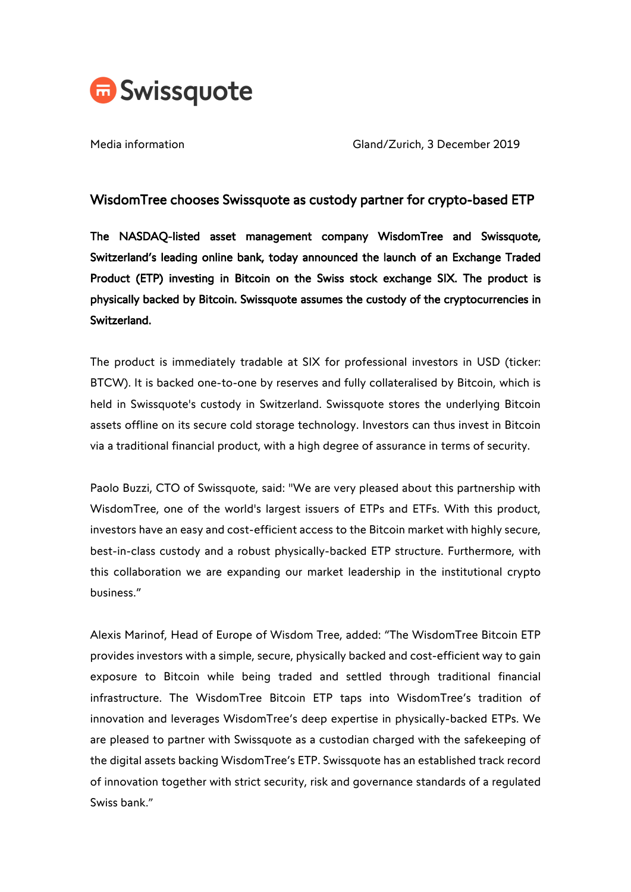Swissquote

Media information

Gland/Zurich, 3 December 2019

## WisdomTree chooses Swissquote as custody partner for crypto-based ETP

**The NASDAQ-listed asset management company WisdomTree and Swissquote, Switzerland's leading online bank, today announced the launch of an Exchange Traded Product (ETP) investing in Bitcoin on the Swiss stock exchange SIX. The product is physically backed by Bitcoin. Swissquote assumes the custody of the cryptocurrencies in Switzerland.**

The product is immediately tradable at SIX for professional investors in USD (ticker: BTCW). It is backed one-to-one by reserves and fully collateralised by Bitcoin, which is held in Swissquote's custody in Switzerland. Swissquote stores the underlying Bitcoin assets offline on its secure cold storage technology. Investors can thus invest in Bitcoin via a traditional financial product, with a high degree of assurance in terms of security.

Paolo Buzzi, CTO of Swissquote, said: "We are very pleased about this partnership with WisdomTree, one of the world's largest issuers of ETPs and ETFs. With this product, investors have an easy and cost-efficient access to the Bitcoin market with highly secure, best-in-class custody and a robust physically-backed ETP structure. Furthermore, with this collaboration we are expanding our market leadership in the institutional crypto business."

Alexis Marinof, Head of Europe of Wisdom Tree, added: "The WisdomTree Bitcoin ETP provides investors with a simple, secure, physically backed and cost-efficient way to gain exposure to Bitcoin while being traded and settled through traditional financial infrastructure. The WisdomTree Bitcoin ETP taps into WisdomTree's tradition of innovation and leverages WisdomTree's deep expertise in physically-backed ETPs. We are pleased to partner with Swissquote as a custodian charged with the safekeeping of the digital assets backing WisdomTree's ETP. Swissquote has an established track record of innovation together with strict security, risk and governance standards of a regulated Swiss bank."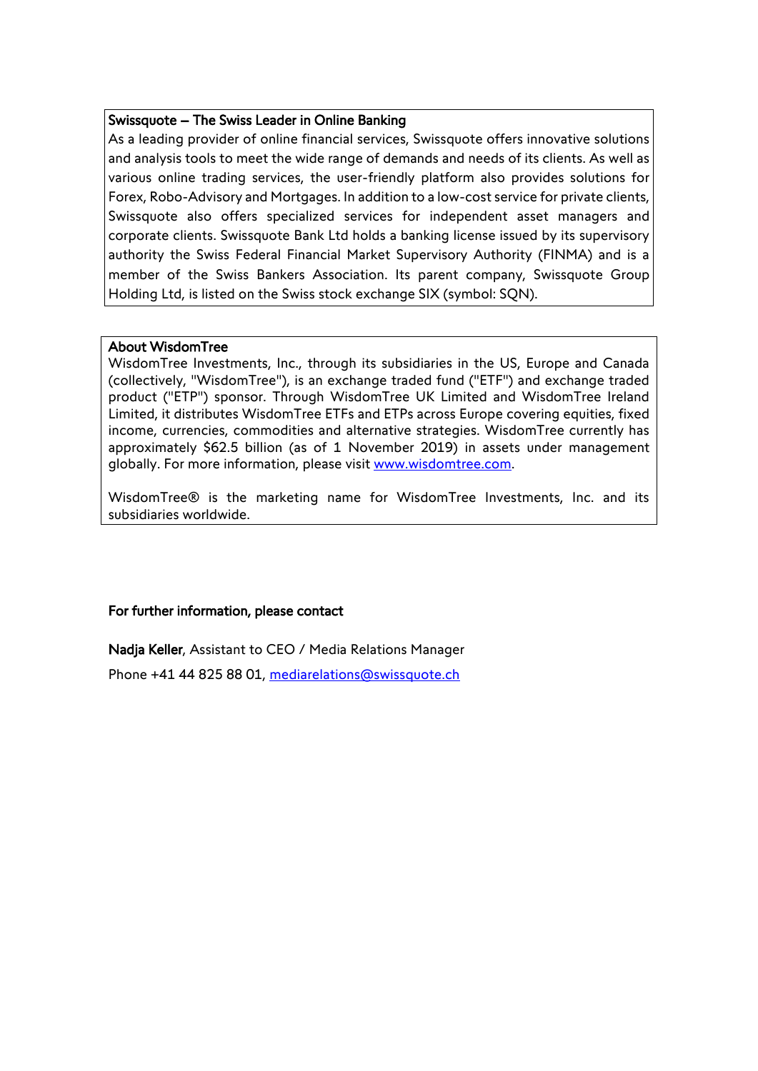**Swissquote – The Swiss Leader in Online Banking**

As a leading provider of online financial services, Swissquote offers innovative solutions and analysis tools to meet the wide range of demands and needs of its clients. As well as various online trading services, the user-friendly platform also provides solutions for Forex, Robo-Advisory and Mortgages. In addition to a low-cost service for private clients, Swissquote also offers specialized services for independent asset managers and corporate clients. Swissquote Bank Ltd holds a banking license issued by its supervisory authority the Swiss Federal Financial Market Supervisory Authority (FINMA) and is a member of the Swiss Bankers Association. Its parent company, Swissquote Group Holding Ltd, is listed on the Swiss stock exchange SIX (symbol: SQN).

**About WisdomTree**

WisdomTree Investments, Inc., through its subsidiaries in the US, Europe and Canada (collectively, "WisdomTree"), is an exchange traded fund ("ETF") and exchange traded product ("ETP") sponsor. Through WisdomTree UK Limited and WisdomTree Ireland Limited, it distributes WisdomTree ETFs and ETPs across Europe covering equities, fixed income, currencies, commodities and alternative strategies. WisdomTree currently has approximately $62.5 billion (as of 1 November 2019) in assets under management globally. For more information, please visit [www.wisdomtree.com](http://www.wisdomtree.com).

WisdomTree® is the marketing name for WisdomTree Investments, Inc. and its subsidiaries worldwide.

**For further information, please contact**

**Nadja Keller**, Assistant to CEO / Media Relations Manager

Phone +41 44 825 88 01, [mediarelations@swissquote.ch](mailto:mediarelations@swissquote.ch)